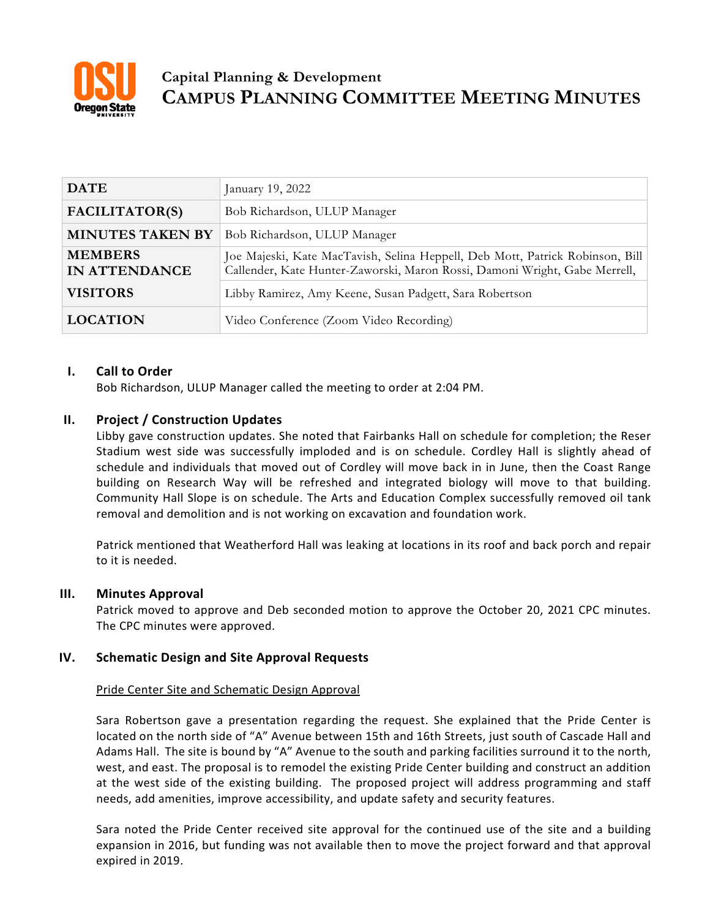# Capital Planning & Development

# CAMPUS PLANNING COMMITTEE MEETING MINUTES

| DATE | January 19, 2022 |
|---|---|
| FACILITATOR(S) | Bob Richardson, ULUP Manager |
| MINUTES TAKEN BY | Bob Richardson, ULUP Manager |
| MEMBERS IN ATTENDANCE | Joe Majeski, Kate MacTavish, Selina Heppell, Deb Mott, Patrick Robinson, Bill Callender, Kate Hunter-Zaworski, Maron Rossi, Damoni Wright, Gabe Merrell, |
| VISITORS | Libby Ramirez, Amy Keene, Susan Padgett, Sara Robertson |
| LOCATION | Video Conference (Zoom Video Recording) |

## I. Call to Order

Bob Richardson, ULUP Manager called the meeting to order at 2:04 PM.

## II. Project / Construction Updates

Libby gave construction updates. She noted that Fairbanks Hall on schedule for completion; the Reser Stadium west side was successfully imploded and is on schedule. Cordley Hall is slightly ahead of schedule and individuals that moved out of Cordley will move back in in June, then the Coast Range building on Research Way will be refreshed and integrated biology will move to that building. Community Hall Slope is on schedule. The Arts and Education Complex successfully removed oil tank removal and demolition and is not working on excavation and foundation work.

Patrick mentioned that Weatherford Hall was leaking at locations in its roof and back porch and repair to it is needed.

## III. Minutes Approval

Patrick moved to approve and Deb seconded motion to approve the October 20, 2021 CPC minutes. The CPC minutes were approved.

## IV. Schematic Design and Site Approval Requests

Pride Center Site and Schematic Design Approval

Sara Robertson gave a presentation regarding the request. She explained that the Pride Center is located on the north side of "A" Avenue between 15th and 16th Streets, just south of Cascade Hall and Adams Hall. The site is bound by "A" Avenue to the south and parking facilities surround it to the north, west, and east. The proposal is to remodel the existing Pride Center building and construct an addition at the west side of the existing building. The proposed project will address programming and staff needs, add amenities, improve accessibility, and update safety and security features.

Sara noted the Pride Center received site approval for the continued use of the site and a building expansion in 2016, but funding was not available then to move the project forward and that approval expired in 2019.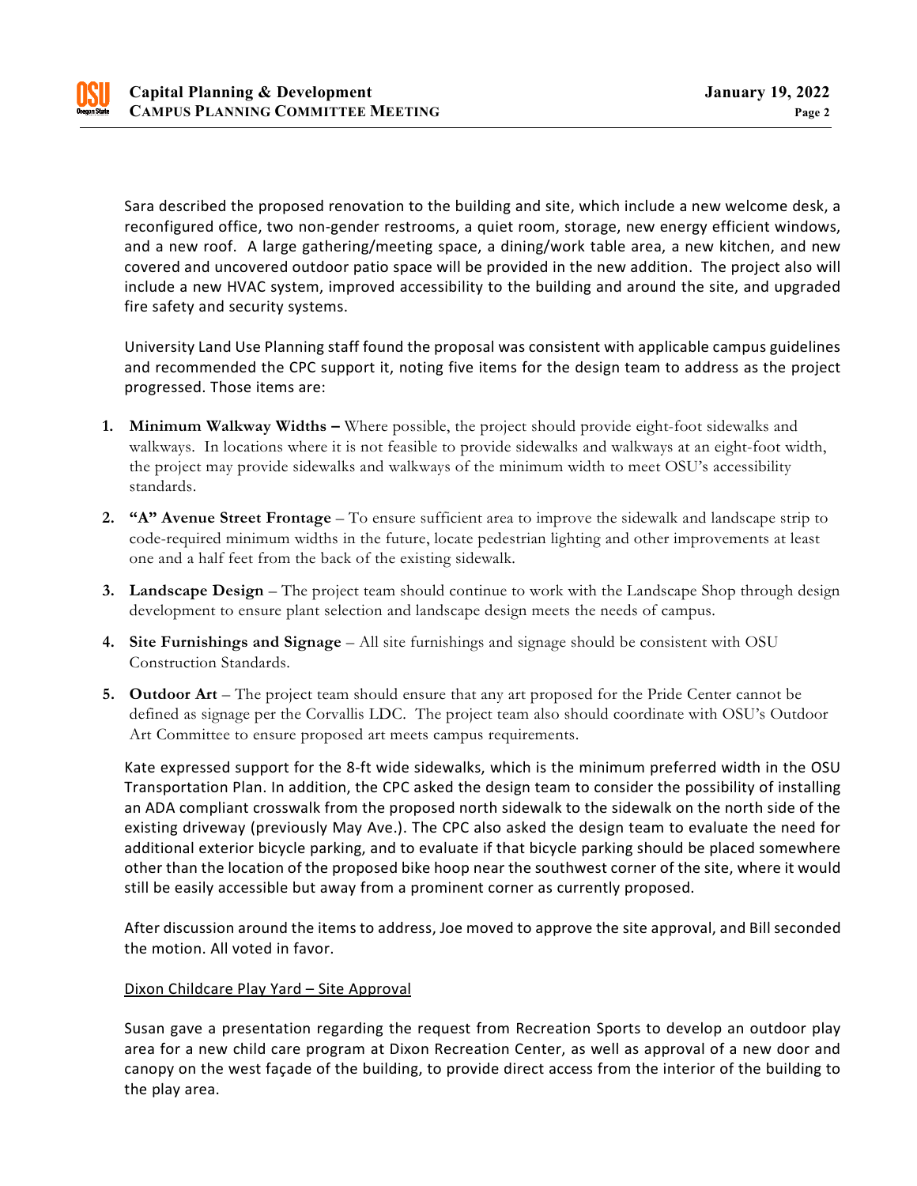Sara described the proposed renovation to the building and site, which include a new welcome desk, a reconfigured office, two non-gender restrooms, a quiet room, storage, new energy efficient windows, and a new roof. A large gathering/meeting space, a dining/work table area, a new kitchen, and new covered and uncovered outdoor patio space will be provided in the new addition. The project also will include a new HVAC system, improved accessibility to the building and around the site, and upgraded fire safety and security systems.

University Land Use Planning staff found the proposal was consistent with applicable campus guidelines and recommended the CPC support it, noting five items for the design team to address as the project progressed. Those items are:

1. **Minimum Walkway Widths –** Where possible, the project should provide eight-foot sidewalks and walkways. In locations where it is not feasible to provide sidewalks and walkways at an eight-foot width, the project may provide sidewalks and walkways of the minimum width to meet OSU's accessibility standards.
2. **"A" Avenue Street Frontage** – To ensure sufficient area to improve the sidewalk and landscape strip to code-required minimum widths in the future, locate pedestrian lighting and other improvements at least one and a half feet from the back of the existing sidewalk.
3. **Landscape Design** – The project team should continue to work with the Landscape Shop through design development to ensure plant selection and landscape design meets the needs of campus.
4. **Site Furnishings and Signage** – All site furnishings and signage should be consistent with OSU Construction Standards.
5. **Outdoor Art** – The project team should ensure that any art proposed for the Pride Center cannot be defined as signage per the Corvallis LDC. The project team also should coordinate with OSU's Outdoor Art Committee to ensure proposed art meets campus requirements.

Kate expressed support for the 8-ft wide sidewalks, which is the minimum preferred width in the OSU Transportation Plan. In addition, the CPC asked the design team to consider the possibility of installing an ADA compliant crosswalk from the proposed north sidewalk to the sidewalk on the north side of the existing driveway (previously May Ave.). The CPC also asked the design team to evaluate the need for additional exterior bicycle parking, and to evaluate if that bicycle parking should be placed somewhere other than the location of the proposed bike hoop near the southwest corner of the site, where it would still be easily accessible but away from a prominent corner as currently proposed.

After discussion around the items to address, Joe moved to approve the site approval, and Bill seconded the motion. All voted in favor.

<u>Dixon Childcare Play Yard – Site Approval</u>

Susan gave a presentation regarding the request from Recreation Sports to develop an outdoor play area for a new child care program at Dixon Recreation Center, as well as approval of a new door and canopy on the west façade of the building, to provide direct access from the interior of the building to the play area.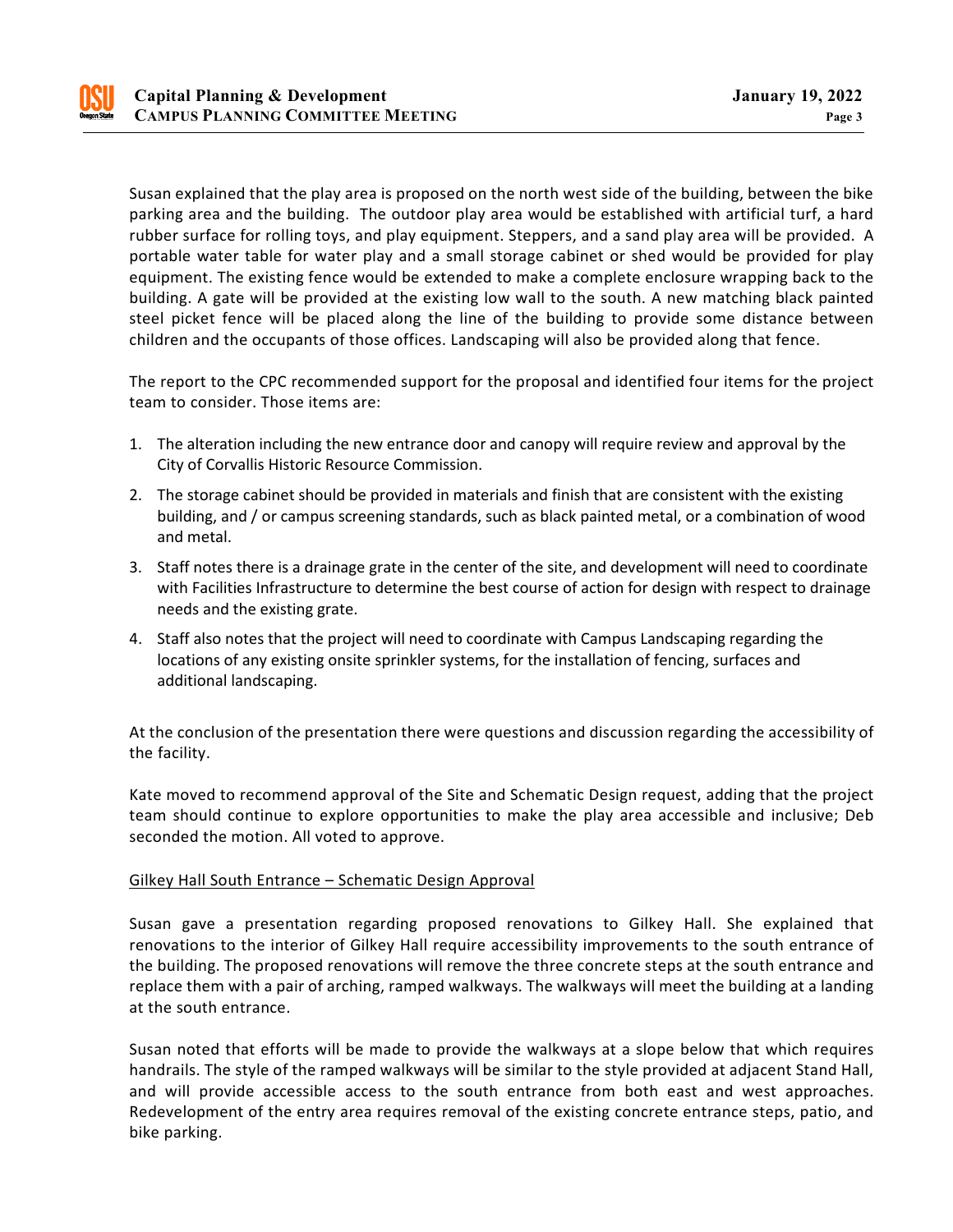Susan explained that the play area is proposed on the north west side of the building, between the bike parking area and the building. The outdoor play area would be established with artificial turf, a hard rubber surface for rolling toys, and play equipment. Steppers, and a sand play area will be provided. A portable water table for water play and a small storage cabinet or shed would be provided for play equipment. The existing fence would be extended to make a complete enclosure wrapping back to the building. A gate will be provided at the existing low wall to the south. A new matching black painted steel picket fence will be placed along the line of the building to provide some distance between children and the occupants of those offices. Landscaping will also be provided along that fence.

The report to the CPC recommended support for the proposal and identified four items for the project team to consider. Those items are:

1. The alteration including the new entrance door and canopy will require review and approval by the City of Corvallis Historic Resource Commission.
2. The storage cabinet should be provided in materials and finish that are consistent with the existing building, and / or campus screening standards, such as black painted metal, or a combination of wood and metal.
3. Staff notes there is a drainage grate in the center of the site, and development will need to coordinate with Facilities Infrastructure to determine the best course of action for design with respect to drainage needs and the existing grate.
4. Staff also notes that the project will need to coordinate with Campus Landscaping regarding the locations of any existing onsite sprinkler systems, for the installation of fencing, surfaces and additional landscaping.

At the conclusion of the presentation there were questions and discussion regarding the accessibility of the facility.

Kate moved to recommend approval of the Site and Schematic Design request, adding that the project team should continue to explore opportunities to make the play area accessible and inclusive; Deb seconded the motion. All voted to approve.

<u>Gilkey Hall South Entrance – Schematic Design Approval</u>

Susan gave a presentation regarding proposed renovations to Gilkey Hall. She explained that renovations to the interior of Gilkey Hall require accessibility improvements to the south entrance of the building. The proposed renovations will remove the three concrete steps at the south entrance and replace them with a pair of arching, ramped walkways. The walkways will meet the building at a landing at the south entrance.

Susan noted that efforts will be made to provide the walkways at a slope below that which requires handrails. The style of the ramped walkways will be similar to the style provided at adjacent Stand Hall, and will provide accessible access to the south entrance from both east and west approaches. Redevelopment of the entry area requires removal of the existing concrete entrance steps, patio, and bike parking.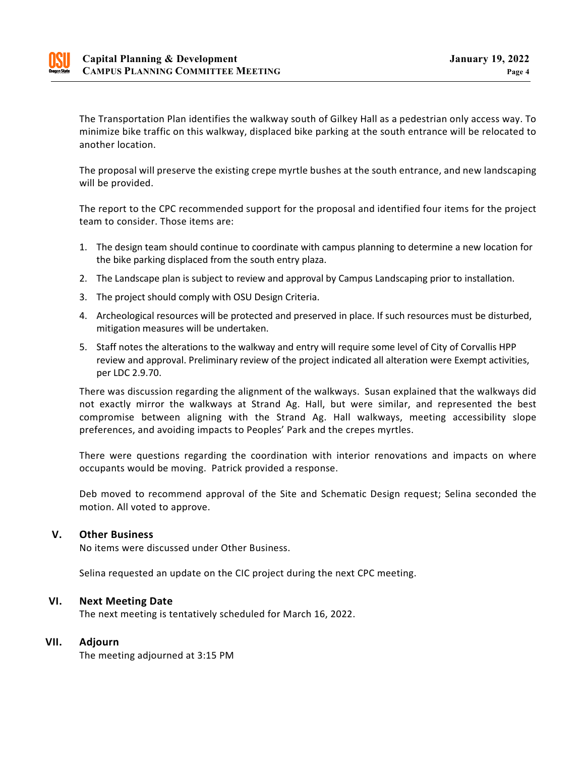The Transportation Plan identifies the walkway south of Gilkey Hall as a pedestrian only access way. To minimize bike traffic on this walkway, displaced bike parking at the south entrance will be relocated to another location.

The proposal will preserve the existing crepe myrtle bushes at the south entrance, and new landscaping will be provided.

The report to the CPC recommended support for the proposal and identified four items for the project team to consider. Those items are:

1. The design team should continue to coordinate with campus planning to determine a new location for the bike parking displaced from the south entry plaza.
2. The Landscape plan is subject to review and approval by Campus Landscaping prior to installation.
3. The project should comply with OSU Design Criteria.
4. Archeological resources will be protected and preserved in place. If such resources must be disturbed, mitigation measures will be undertaken.
5. Staff notes the alterations to the walkway and entry will require some level of City of Corvallis HPP review and approval. Preliminary review of the project indicated all alteration were Exempt activities, per LDC 2.9.70.

There was discussion regarding the alignment of the walkways. Susan explained that the walkways did not exactly mirror the walkways at Strand Ag. Hall, but were similar, and represented the best compromise between aligning with the Strand Ag. Hall walkways, meeting accessibility slope preferences, and avoiding impacts to Peoples' Park and the crepes myrtles.

There were questions regarding the coordination with interior renovations and impacts on where occupants would be moving. Patrick provided a response.

Deb moved to recommend approval of the Site and Schematic Design request; Selina seconded the motion. All voted to approve.

## V. Other Business

No items were discussed under Other Business.

Selina requested an update on the CIC project during the next CPC meeting.

## VI. Next Meeting Date

The next meeting is tentatively scheduled for March 16, 2022.

## VII. Adjourn

The meeting adjourned at 3:15 PM